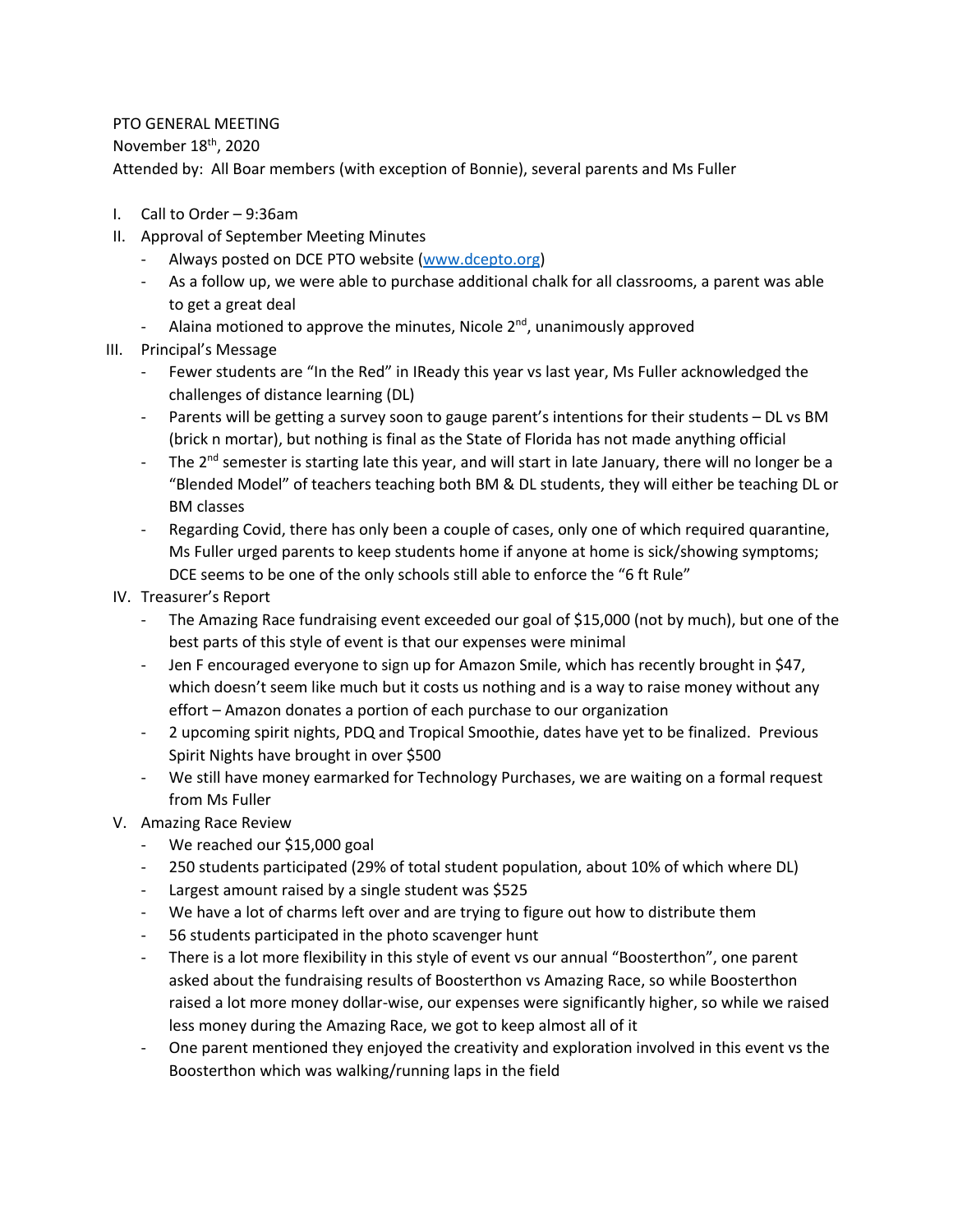PTO GENERAL MEETING

November 18th, 2020

Attended by: All Boar members (with exception of Bonnie), several parents and Ms Fuller

I. Call to Order – 9:36am

II. Approval of September Meeting Minutes
   - Always posted on DCE PTO website ([www.dcepto.org](www.dcepto.org))
   - As a follow up, we were able to purchase additional chalk for all classrooms, a parent was able to get a great deal
   - Alaina motioned to approve the minutes, Nicole 2nd, unanimously approved

III. Principal's Message
   - Fewer students are "In the Red" in IReady this year vs last year, Ms Fuller acknowledged the challenges of distance learning (DL)
   - Parents will be getting a survey soon to gauge parent's intentions for their students – DL vs BM (brick n mortar), but nothing is final as the State of Florida has not made anything official
   - The 2nd semester is starting late this year, and will start in late January, there will no longer be a "Blended Model" of teachers teaching both BM & DL students, they will either be teaching DL or BM classes
   - Regarding Covid, there has only been a couple of cases, only one of which required quarantine, Ms Fuller urged parents to keep students home if anyone at home is sick/showing symptoms; DCE seems to be one of the only schools still able to enforce the "6 ft Rule"

IV. Treasurer's Report
   - The Amazing Race fundraising event exceeded our goal of $15,000 (not by much), but one of the best parts of this style of event is that our expenses were minimal
   - Jen F encouraged everyone to sign up for Amazon Smile, which has recently brought in $47, which doesn't seem like much but it costs us nothing and is a way to raise money without any effort – Amazon donates a portion of each purchase to our organization
   - 2 upcoming spirit nights, PDQ and Tropical Smoothie, dates have yet to be finalized. Previous Spirit Nights have brought in over $500
   - We still have money earmarked for Technology Purchases, we are waiting on a formal request from Ms Fuller

V. Amazing Race Review
   - We reached our $15,000 goal
   - 250 students participated (29% of total student population, about 10% of which where DL)
   - Largest amount raised by a single student was $525
   - We have a lot of charms left over and are trying to figure out how to distribute them
   - 56 students participated in the photo scavenger hunt
   - There is a lot more flexibility in this style of event vs our annual "Boosterthon", one parent asked about the fundraising results of Boosterthon vs Amazing Race, so while Boosterthon raised a lot more money dollar-wise, our expenses were significantly higher, so while we raised less money during the Amazing Race, we got to keep almost all of it
   - One parent mentioned they enjoyed the creativity and exploration involved in this event vs the Boosterthon which was walking/running laps in the field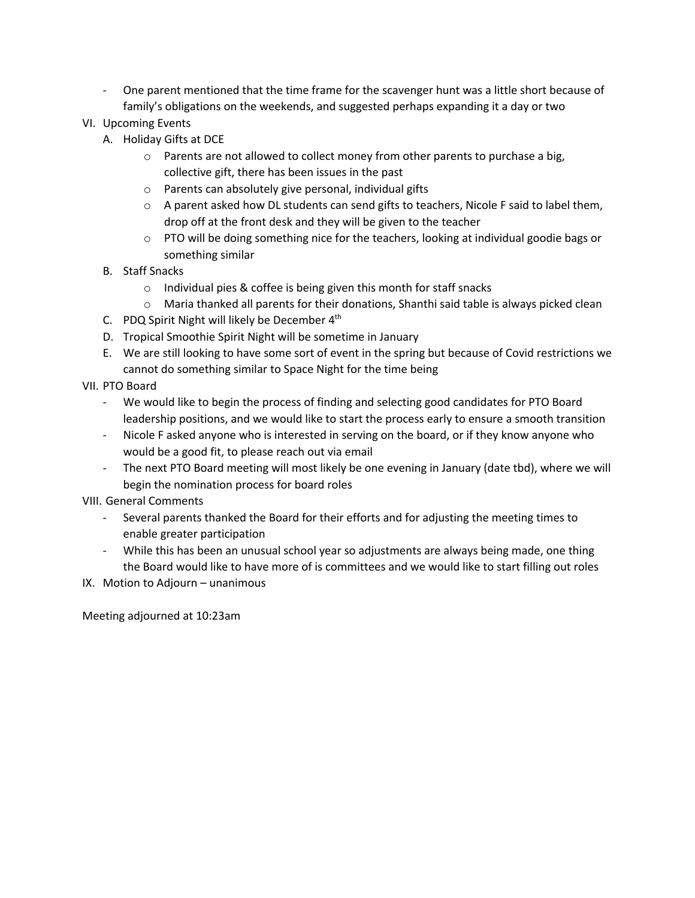- One parent mentioned that the time frame for the scavenger hunt was a little short because of family's obligations on the weekends, and suggested perhaps expanding it a day or two

VI. Upcoming Events

A. Holiday Gifts at DCE

- Parents are not allowed to collect money from other parents to purchase a big, collective gift, there has been issues in the past
- Parents can absolutely give personal, individual gifts
- A parent asked how DL students can send gifts to teachers, Nicole F said to label them, drop off at the front desk and they will be given to the teacher
- PTO will be doing something nice for the teachers, looking at individual goodie bags or something similar

B. Staff Snacks

- Individual pies & coffee is being given this month for staff snacks
- Maria thanked all parents for their donations, Shanthi said table is always picked clean

C. PDQ Spirit Night will likely be December 4th

D. Tropical Smoothie Spirit Night will be sometime in January

E. We are still looking to have some sort of event in the spring but because of Covid restrictions we cannot do something similar to Space Night for the time being

VII. PTO Board

- We would like to begin the process of finding and selecting good candidates for PTO Board leadership positions, and we would like to start the process early to ensure a smooth transition
- Nicole F asked anyone who is interested in serving on the board, or if they know anyone who would be a good fit, to please reach out via email
- The next PTO Board meeting will most likely be one evening in January (date tbd), where we will begin the nomination process for board roles

VIII. General Comments

- Several parents thanked the Board for their efforts and for adjusting the meeting times to enable greater participation
- While this has been an unusual school year so adjustments are always being made, one thing the Board would like to have more of is committees and we would like to start filling out roles

IX. Motion to Adjourn – unanimous

Meeting adjourned at 10:23am